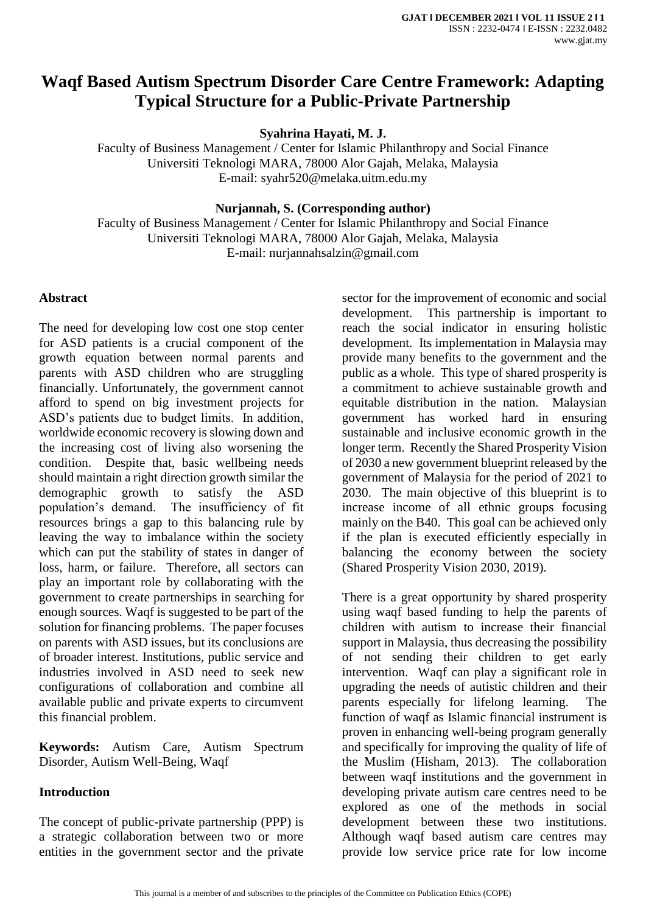# Waqf Based Autism Spectrum Disorder Care Centre Framework: Adapting Typical Structure for a Public-Private Partnership

**Syahrina Hayati, M. J.**

Faculty of Business Management / Center for Islamic Philanthropy and Social Finance
Universiti Teknologi MARA, 78000 Alor Gajah, Melaka, Malaysia
E-mail: syahr520@melaka.uitm.edu.my

**Nurjannah, S. (Corresponding author)**

Faculty of Business Management / Center for Islamic Philanthropy and Social Finance
Universiti Teknologi MARA, 78000 Alor Gajah, Melaka, Malaysia
E-mail: nurjannahsalzin@gmail.com

## Abstract

The need for developing low cost one stop center for ASD patients is a crucial component of the growth equation between normal parents and parents with ASD children who are struggling financially. Unfortunately, the government cannot afford to spend on big investment projects for ASD's patients due to budget limits. In addition, worldwide economic recovery is slowing down and the increasing cost of living also worsening the condition. Despite that, basic wellbeing needs should maintain a right direction growth similar the demographic growth to satisfy the ASD population's demand. The insufficiency of fit resources brings a gap to this balancing rule by leaving the way to imbalance within the society which can put the stability of states in danger of loss, harm, or failure. Therefore, all sectors can play an important role by collaborating with the government to create partnerships in searching for enough sources. Waqf is suggested to be part of the solution for financing problems. The paper focuses on parents with ASD issues, but its conclusions are of broader interest. Institutions, public service and industries involved in ASD need to seek new configurations of collaboration and combine all available public and private experts to circumvent this financial problem.

**Keywords:** Autism Care, Autism Spectrum Disorder, Autism Well-Being, Waqf

## Introduction

The concept of public-private partnership (PPP) is a strategic collaboration between two or more entities in the government sector and the private sector for the improvement of economic and social development. This partnership is important to reach the social indicator in ensuring holistic development. Its implementation in Malaysia may provide many benefits to the government and the public as a whole. This type of shared prosperity is a commitment to achieve sustainable growth and equitable distribution in the nation. Malaysian government has worked hard in ensuring sustainable and inclusive economic growth in the longer term. Recently the Shared Prosperity Vision of 2030 a new government blueprint released by the government of Malaysia for the period of 2021 to 2030. The main objective of this blueprint is to increase income of all ethnic groups focusing mainly on the B40. This goal can be achieved only if the plan is executed efficiently especially in balancing the economy between the society (Shared Prosperity Vision 2030, 2019).

There is a great opportunity by shared prosperity using waqf based funding to help the parents of children with autism to increase their financial support in Malaysia, thus decreasing the possibility of not sending their children to get early intervention. Waqf can play a significant role in upgrading the needs of autistic children and their parents especially for lifelong learning. The function of waqf as Islamic financial instrument is proven in enhancing well-being program generally and specifically for improving the quality of life of the Muslim (Hisham, 2013). The collaboration between waqf institutions and the government in developing private autism care centres need to be explored as one of the methods in social development between these two institutions. Although waqf based autism care centres may provide low service price rate for low income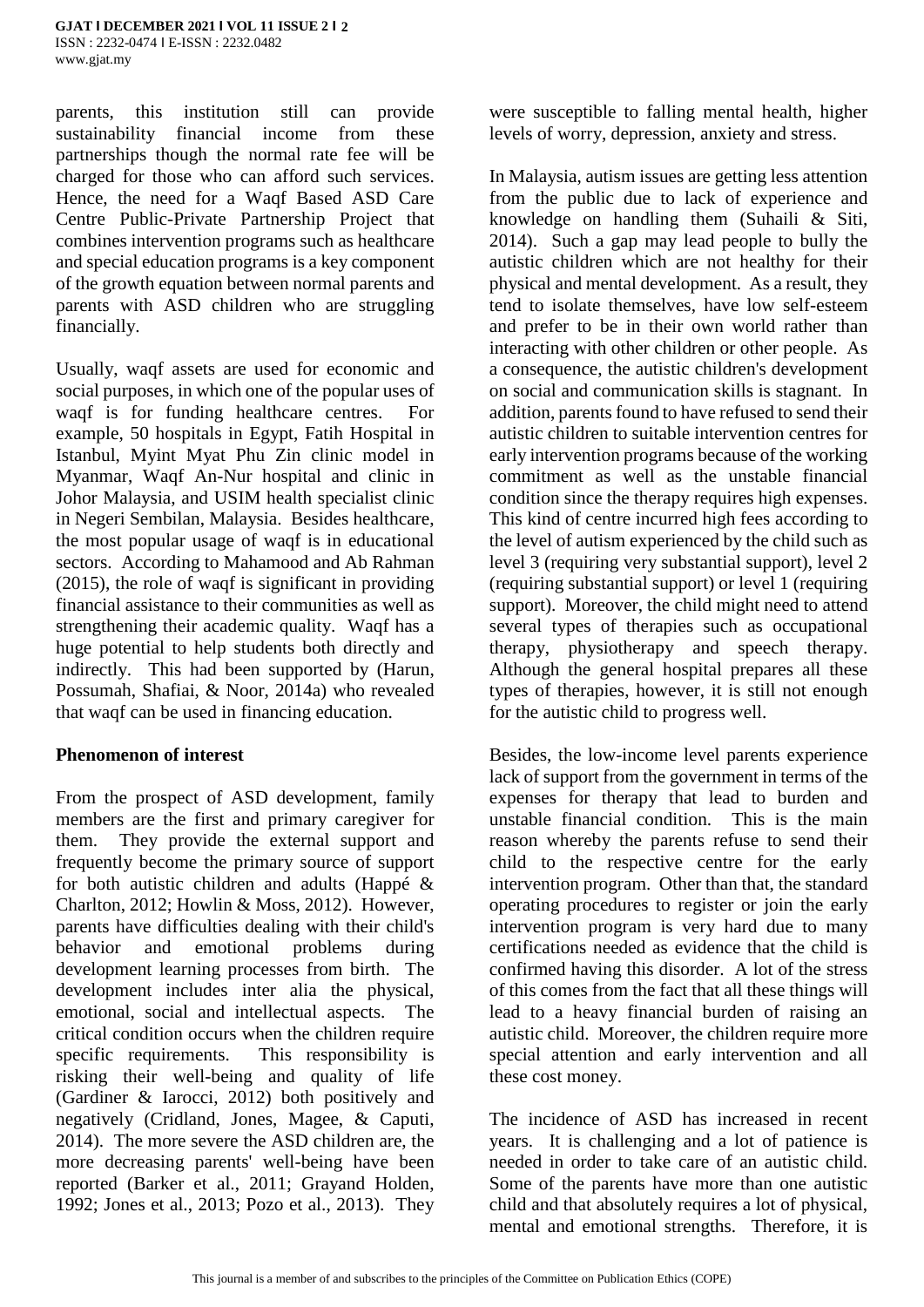parents, this institution still can provide sustainability financial income from these partnerships though the normal rate fee will be charged for those who can afford such services. Hence, the need for a Waqf Based ASD Care Centre Public-Private Partnership Project that combines intervention programs such as healthcare and special education programs is a key component of the growth equation between normal parents and parents with ASD children who are struggling financially.

Usually, waqf assets are used for economic and social purposes, in which one of the popular uses of waqf is for funding healthcare centres. For example, 50 hospitals in Egypt, Fatih Hospital in Istanbul, Myint Myat Phu Zin clinic model in Myanmar, Waqf An-Nur hospital and clinic in Johor Malaysia, and USIM health specialist clinic in Negeri Sembilan, Malaysia. Besides healthcare, the most popular usage of waqf is in educational sectors. According to Mahamood and Ab Rahman (2015), the role of waqf is significant in providing financial assistance to their communities as well as strengthening their academic quality. Waqf has a huge potential to help students both directly and indirectly. This had been supported by (Harun, Possumah, Shafiai, & Noor, 2014a) who revealed that waqf can be used in financing education.

**Phenomenon of interest**

From the prospect of ASD development, family members are the first and primary caregiver for them. They provide the external support and frequently become the primary source of support for both autistic children and adults (Happé & Charlton, 2012; Howlin & Moss, 2012). However, parents have difficulties dealing with their child's behavior and emotional problems during development learning processes from birth. The development includes inter alia the physical, emotional, social and intellectual aspects. The critical condition occurs when the children require specific requirements. This responsibility is risking their well-being and quality of life (Gardiner & Iarocci, 2012) both positively and negatively (Cridland, Jones, Magee, & Caputi, 2014). The more severe the ASD children are, the more decreasing parents' well-being have been reported (Barker et al., 2011; Grayand Holden, 1992; Jones et al., 2013; Pozo et al., 2013). They were susceptible to falling mental health, higher levels of worry, depression, anxiety and stress.

In Malaysia, autism issues are getting less attention from the public due to lack of experience and knowledge on handling them (Suhaili & Siti, 2014). Such a gap may lead people to bully the autistic children which are not healthy for their physical and mental development. As a result, they tend to isolate themselves, have low self-esteem and prefer to be in their own world rather than interacting with other children or other people. As a consequence, the autistic children's development on social and communication skills is stagnant. In addition, parents found to have refused to send their autistic children to suitable intervention centres for early intervention programs because of the working commitment as well as the unstable financial condition since the therapy requires high expenses. This kind of centre incurred high fees according to the level of autism experienced by the child such as level 3 (requiring very substantial support), level 2 (requiring substantial support) or level 1 (requiring support). Moreover, the child might need to attend several types of therapies such as occupational therapy, physiotherapy and speech therapy. Although the general hospital prepares all these types of therapies, however, it is still not enough for the autistic child to progress well.

Besides, the low-income level parents experience lack of support from the government in terms of the expenses for therapy that lead to burden and unstable financial condition. This is the main reason whereby the parents refuse to send their child to the respective centre for the early intervention program. Other than that, the standard operating procedures to register or join the early intervention program is very hard due to many certifications needed as evidence that the child is confirmed having this disorder. A lot of the stress of this comes from the fact that all these things will lead to a heavy financial burden of raising an autistic child. Moreover, the children require more special attention and early intervention and all these cost money.

The incidence of ASD has increased in recent years. It is challenging and a lot of patience is needed in order to take care of an autistic child. Some of the parents have more than one autistic child and that absolutely requires a lot of physical, mental and emotional strengths. Therefore, it is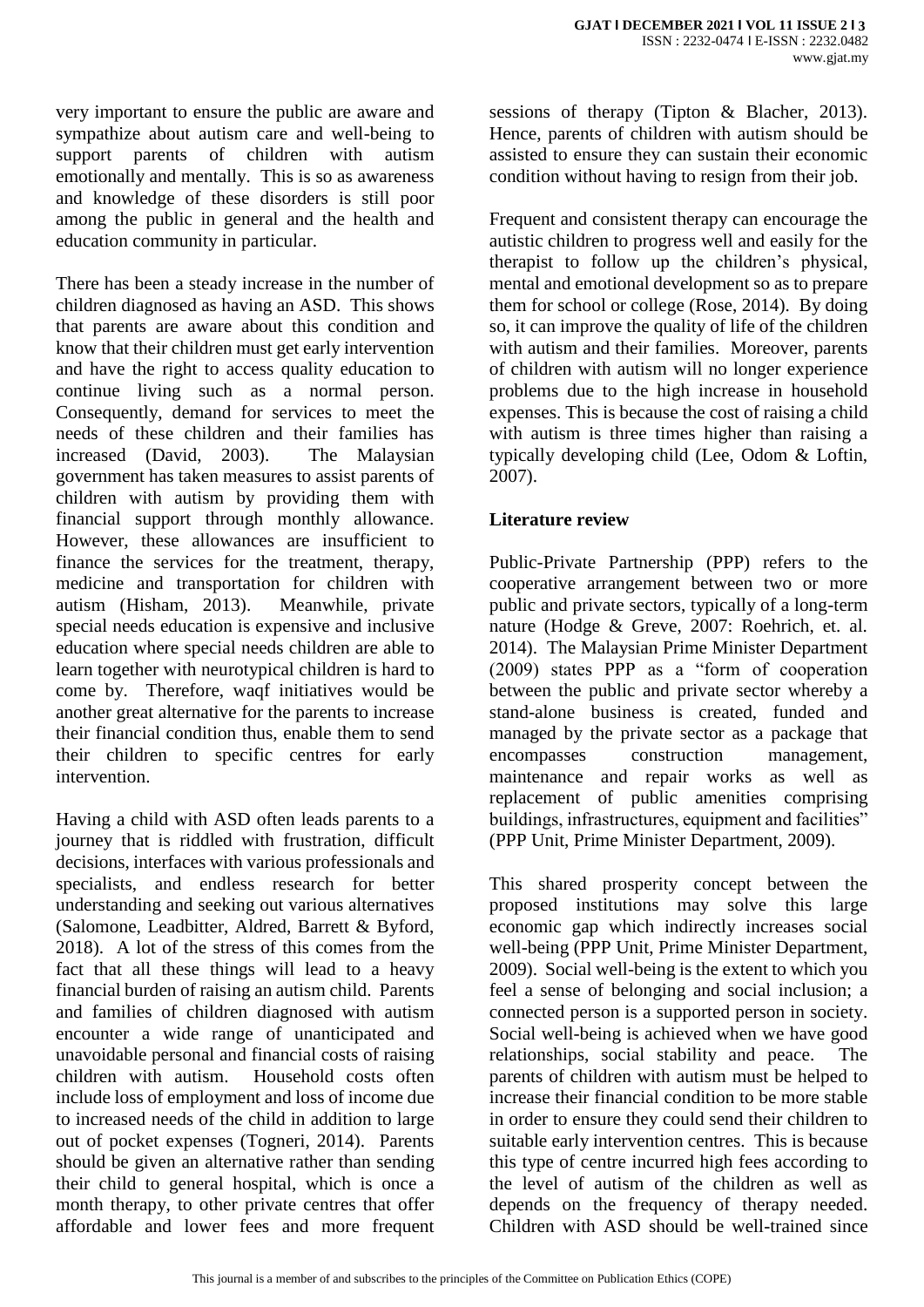very important to ensure the public are aware and sympathize about autism care and well-being to support parents of children with autism emotionally and mentally. This is so as awareness and knowledge of these disorders is still poor among the public in general and the health and education community in particular.

There has been a steady increase in the number of children diagnosed as having an ASD. This shows that parents are aware about this condition and know that their children must get early intervention and have the right to access quality education to continue living such as a normal person. Consequently, demand for services to meet the needs of these children and their families has increased (David, 2003). The Malaysian government has taken measures to assist parents of children with autism by providing them with financial support through monthly allowance. However, these allowances are insufficient to finance the services for the treatment, therapy, medicine and transportation for children with autism (Hisham, 2013). Meanwhile, private special needs education is expensive and inclusive education where special needs children are able to learn together with neurotypical children is hard to come by. Therefore, waqf initiatives would be another great alternative for the parents to increase their financial condition thus, enable them to send their children to specific centres for early intervention.

Having a child with ASD often leads parents to a journey that is riddled with frustration, difficult decisions, interfaces with various professionals and specialists, and endless research for better understanding and seeking out various alternatives (Salomone, Leadbitter, Aldred, Barrett & Byford, 2018). A lot of the stress of this comes from the fact that all these things will lead to a heavy financial burden of raising an autism child. Parents and families of children diagnosed with autism encounter a wide range of unanticipated and unavoidable personal and financial costs of raising children with autism. Household costs often include loss of employment and loss of income due to increased needs of the child in addition to large out of pocket expenses (Togneri, 2014). Parents should be given an alternative rather than sending their child to general hospital, which is once a month therapy, to other private centres that offer affordable and lower fees and more frequent sessions of therapy (Tipton & Blacher, 2013). Hence, parents of children with autism should be assisted to ensure they can sustain their economic condition without having to resign from their job.

Frequent and consistent therapy can encourage the autistic children to progress well and easily for the therapist to follow up the children's physical, mental and emotional development so as to prepare them for school or college (Rose, 2014). By doing so, it can improve the quality of life of the children with autism and their families. Moreover, parents of children with autism will no longer experience problems due to the high increase in household expenses. This is because the cost of raising a child with autism is three times higher than raising a typically developing child (Lee, Odom & Loftin, 2007).

## Literature review

Public-Private Partnership (PPP) refers to the cooperative arrangement between two or more public and private sectors, typically of a long-term nature (Hodge & Greve, 2007: Roehrich, et. al. 2014). The Malaysian Prime Minister Department (2009) states PPP as a "form of cooperation between the public and private sector whereby a stand-alone business is created, funded and managed by the private sector as a package that encompasses construction management, maintenance and repair works as well as replacement of public amenities comprising buildings, infrastructures, equipment and facilities" (PPP Unit, Prime Minister Department, 2009).

This shared prosperity concept between the proposed institutions may solve this large economic gap which indirectly increases social well-being (PPP Unit, Prime Minister Department, 2009). Social well-being is the extent to which you feel a sense of belonging and social inclusion; a connected person is a supported person in society. Social well-being is achieved when we have good relationships, social stability and peace. The parents of children with autism must be helped to increase their financial condition to be more stable in order to ensure they could send their children to suitable early intervention centres. This is because this type of centre incurred high fees according to the level of autism of the children as well as depends on the frequency of therapy needed. Children with ASD should be well-trained since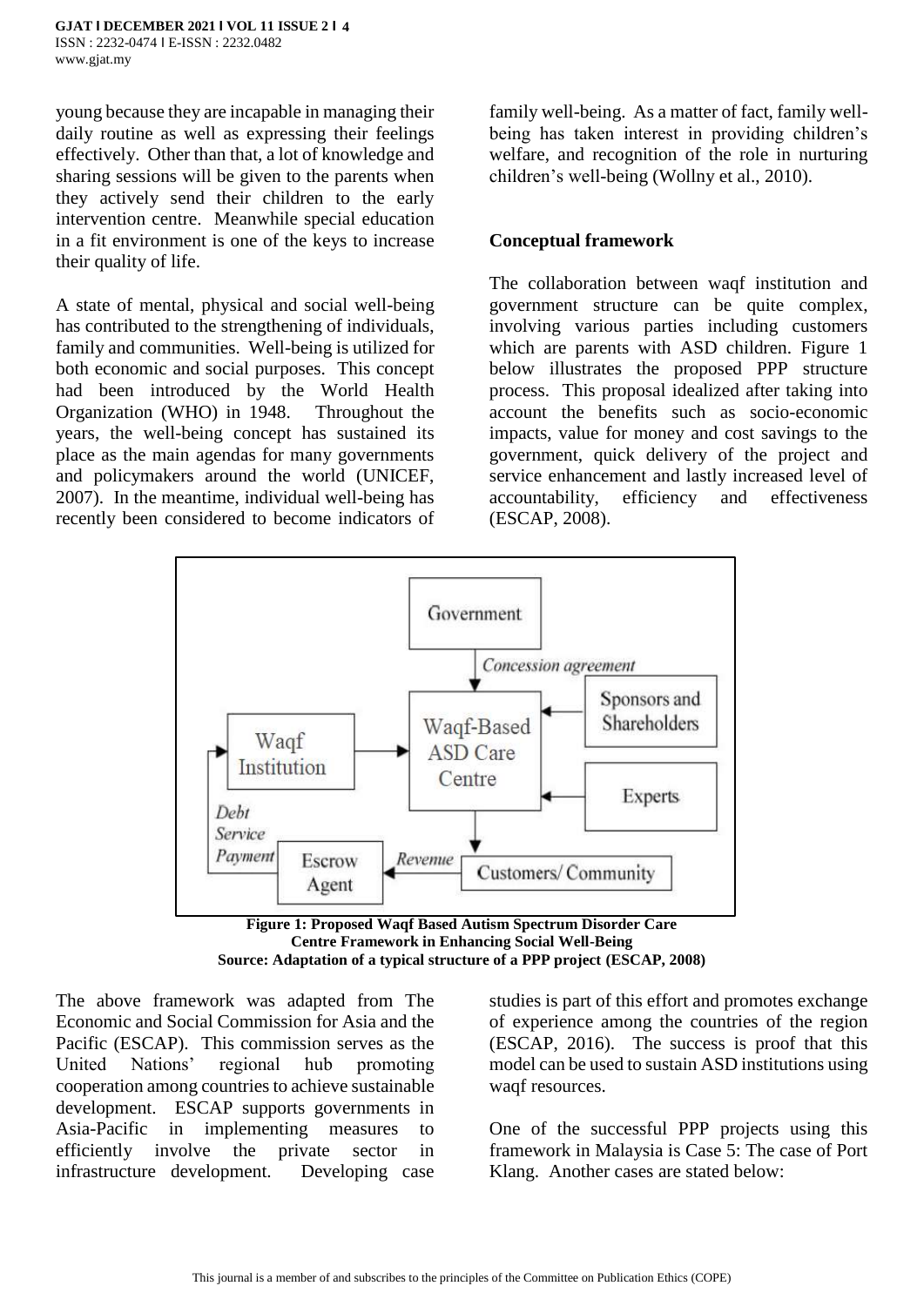young because they are incapable in managing their daily routine as well as expressing their feelings effectively. Other than that, a lot of knowledge and sharing sessions will be given to the parents when they actively send their children to the early intervention centre. Meanwhile special education in a fit environment is one of the keys to increase their quality of life.

A state of mental, physical and social well-being has contributed to the strengthening of individuals, family and communities. Well-being is utilized for both economic and social purposes. This concept had been introduced by the World Health Organization (WHO) in 1948. Throughout the years, the well-being concept has sustained its place as the main agendas for many governments and policymakers around the world (UNICEF, 2007). In the meantime, individual well-being has recently been considered to become indicators of family well-being. As a matter of fact, family well-being has taken interest in providing children's welfare, and recognition of the role in nurturing children's well-being (Wollny et al., 2010).

## Conceptual framework

The collaboration between waqf institution and government structure can be quite complex, involving various parties including customers which are parents with ASD children. Figure 1 below illustrates the proposed PPP structure process. This proposal idealized after taking into account the benefits such as socio-economic impacts, value for money and cost savings to the government, quick delivery of the project and service enhancement and lastly increased level of accountability, efficiency and effectiveness (ESCAP, 2008).

Government → *Concession agreement* → Waqf-Based ASD Care Centre ← Sponsors and Shareholders; Experts → Waqf-Based ASD Care Centre; Waqf Institution → Waqf-Based ASD Care Centre → Customers/ Community → *Revenue* → Escrow Agent → *Debt Service Payment* → Waqf Institution

**Figure 1: Proposed Waqf Based Autism Spectrum Disorder Care Centre Framework in Enhancing Social Well-Being**
**Source: Adaptation of a typical structure of a PPP project (ESCAP, 2008)**

The above framework was adapted from The Economic and Social Commission for Asia and the Pacific (ESCAP). This commission serves as the United Nations' regional hub promoting cooperation among countries to achieve sustainable development. ESCAP supports governments in Asia-Pacific in implementing measures to efficiently involve the private sector in infrastructure development. Developing case studies is part of this effort and promotes exchange of experience among the countries of the region (ESCAP, 2016). The success is proof that this model can be used to sustain ASD institutions using waqf resources.

One of the successful PPP projects using this framework in Malaysia is Case 5: The case of Port Klang. Another cases are stated below: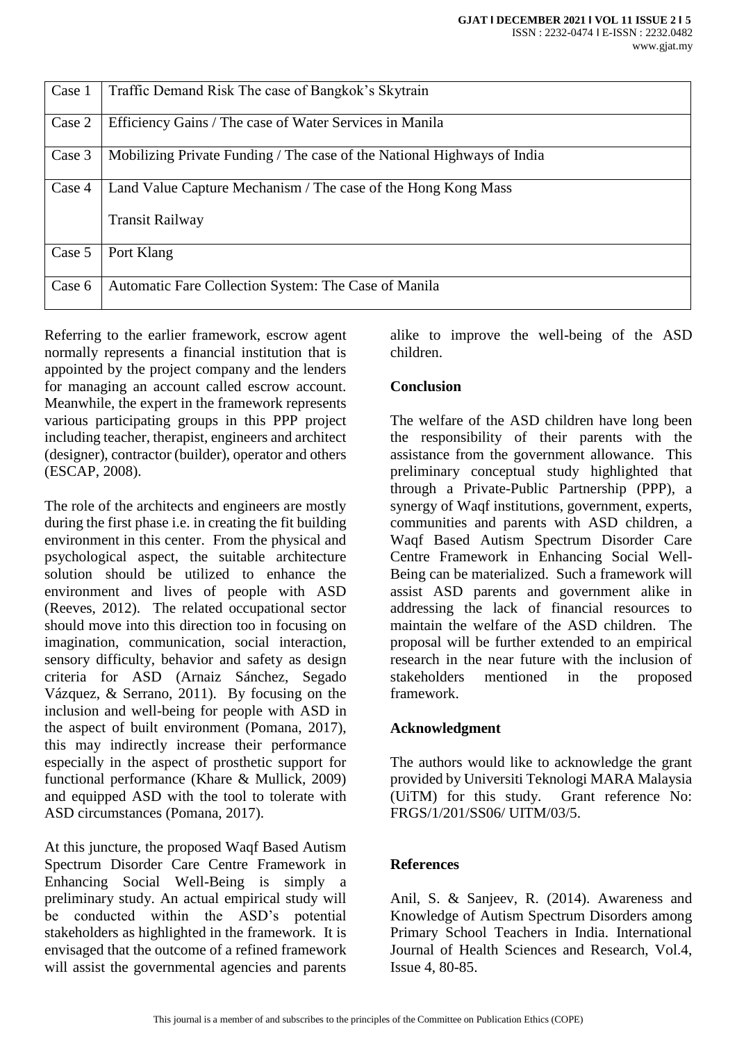| Case 1 | Traffic Demand Risk The case of Bangkok's Skytrain |
|---|---|
| Case 2 | Efficiency Gains / The case of Water Services in Manila |
| Case 3 | Mobilizing Private Funding / The case of the National Highways of India |
| Case 4 | Land Value Capture Mechanism / The case of the Hong Kong Mass Transit Railway |
| Case 5 | Port Klang |
| Case 6 | Automatic Fare Collection System: The Case of Manila |

Referring to the earlier framework, escrow agent normally represents a financial institution that is appointed by the project company and the lenders for managing an account called escrow account. Meanwhile, the expert in the framework represents various participating groups in this PPP project including teacher, therapist, engineers and architect (designer), contractor (builder), operator and others (ESCAP, 2008).

The role of the architects and engineers are mostly during the first phase i.e. in creating the fit building environment in this center. From the physical and psychological aspect, the suitable architecture solution should be utilized to enhance the environment and lives of people with ASD (Reeves, 2012). The related occupational sector should move into this direction too in focusing on imagination, communication, social interaction, sensory difficulty, behavior and safety as design criteria for ASD (Arnaiz Sánchez, Segado Vázquez, & Serrano, 2011). By focusing on the inclusion and well-being for people with ASD in the aspect of built environment (Pomana, 2017), this may indirectly increase their performance especially in the aspect of prosthetic support for functional performance (Khare & Mullick, 2009) and equipped ASD with the tool to tolerate with ASD circumstances (Pomana, 2017).

At this juncture, the proposed Waqf Based Autism Spectrum Disorder Care Centre Framework in Enhancing Social Well-Being is simply a preliminary study. An actual empirical study will be conducted within the ASD's potential stakeholders as highlighted in the framework. It is envisaged that the outcome of a refined framework will assist the governmental agencies and parents alike to improve the well-being of the ASD children.

## Conclusion

The welfare of the ASD children have long been the responsibility of their parents with the assistance from the government allowance. This preliminary conceptual study highlighted that through a Private-Public Partnership (PPP), a synergy of Waqf institutions, government, experts, communities and parents with ASD children, a Waqf Based Autism Spectrum Disorder Care Centre Framework in Enhancing Social Well-Being can be materialized. Such a framework will assist ASD parents and government alike in addressing the lack of financial resources to maintain the welfare of the ASD children. The proposal will be further extended to an empirical research in the near future with the inclusion of stakeholders mentioned in the proposed framework.

## Acknowledgment

The authors would like to acknowledge the grant provided by Universiti Teknologi MARA Malaysia (UiTM) for this study. Grant reference No: FRGS/1/201/SS06/ UITM/03/5.

## References

Anil, S. & Sanjeev, R. (2014). Awareness and Knowledge of Autism Spectrum Disorders among Primary School Teachers in India. International Journal of Health Sciences and Research, Vol.4, Issue 4, 80-85.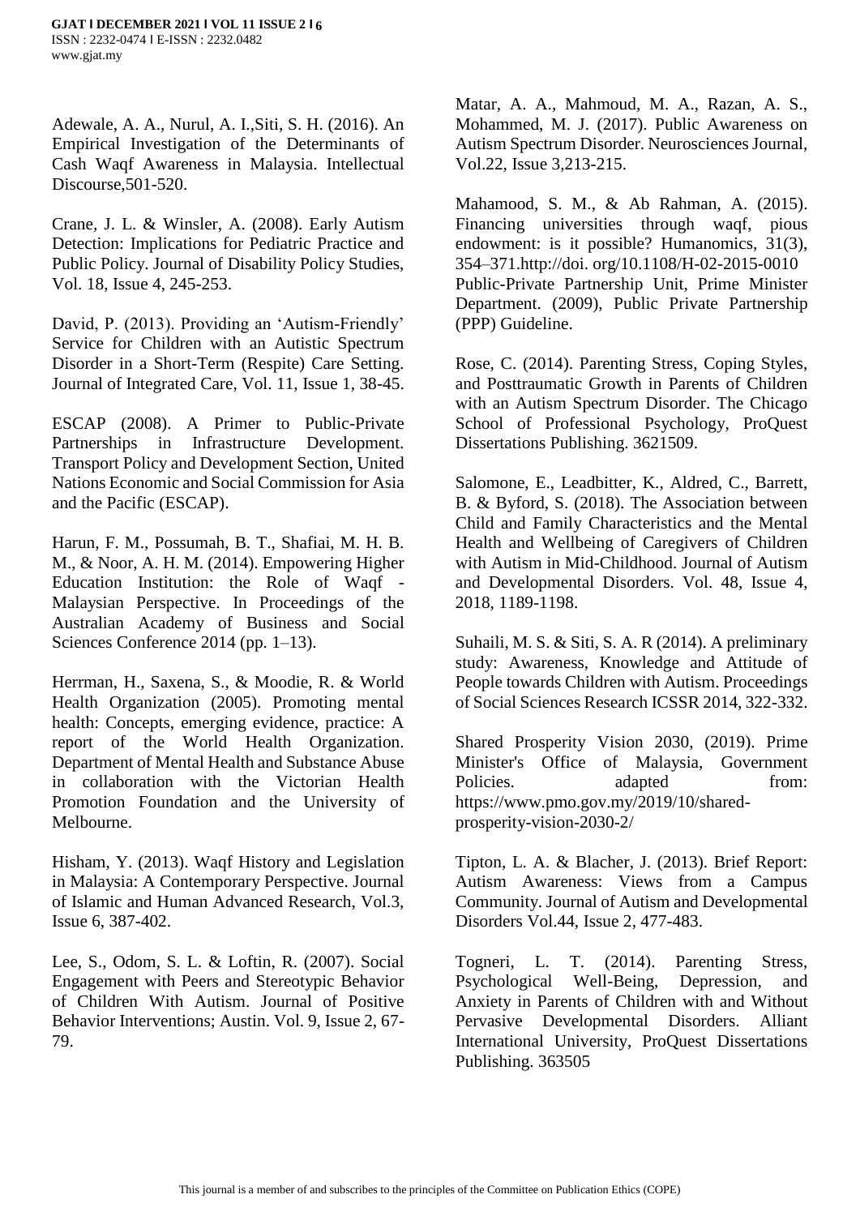Adewale, A. A., Nurul, A. I.,Siti, S. H. (2016). An Empirical Investigation of the Determinants of Cash Waqf Awareness in Malaysia. Intellectual Discourse,501-520.

Crane, J. L. & Winsler, A. (2008). Early Autism Detection: Implications for Pediatric Practice and Public Policy. Journal of Disability Policy Studies, Vol. 18, Issue 4, 245-253.

David, P. (2013). Providing an 'Autism-Friendly' Service for Children with an Autistic Spectrum Disorder in a Short-Term (Respite) Care Setting. Journal of Integrated Care, Vol. 11, Issue 1, 38-45.

ESCAP (2008). A Primer to Public-Private Partnerships in Infrastructure Development. Transport Policy and Development Section, United Nations Economic and Social Commission for Asia and the Pacific (ESCAP).

Harun, F. M., Possumah, B. T., Shafiai, M. H. B. M., & Noor, A. H. M. (2014). Empowering Higher Education Institution: the Role of Waqf - Malaysian Perspective. In Proceedings of the Australian Academy of Business and Social Sciences Conference 2014 (pp. 1–13).

Herrman, H., Saxena, S., & Moodie, R. & World Health Organization (2005). Promoting mental health: Concepts, emerging evidence, practice: A report of the World Health Organization. Department of Mental Health and Substance Abuse in collaboration with the Victorian Health Promotion Foundation and the University of Melbourne.

Hisham, Y. (2013). Waqf History and Legislation in Malaysia: A Contemporary Perspective. Journal of Islamic and Human Advanced Research, Vol.3, Issue 6, 387-402.

Lee, S., Odom, S. L. & Loftin, R. (2007). Social Engagement with Peers and Stereotypic Behavior of Children With Autism. Journal of Positive Behavior Interventions; Austin. Vol. 9, Issue 2, 67-79.

Matar, A. A., Mahmoud, M. A., Razan, A. S., Mohammed, M. J. (2017). Public Awareness on Autism Spectrum Disorder. Neurosciences Journal, Vol.22, Issue 3,213-215.

Mahamood, S. M., & Ab Rahman, A. (2015). Financing universities through waqf, pious endowment: is it possible? Humanomics, 31(3), 354–371.http://doi. org/10.1108/H-02-2015-0010
Public-Private Partnership Unit, Prime Minister Department. (2009), Public Private Partnership (PPP) Guideline.

Rose, C. (2014). Parenting Stress, Coping Styles, and Posttraumatic Growth in Parents of Children with an Autism Spectrum Disorder. The Chicago School of Professional Psychology, ProQuest Dissertations Publishing. 3621509.

Salomone, E., Leadbitter, K., Aldred, C., Barrett, B. & Byford, S. (2018). The Association between Child and Family Characteristics and the Mental Health and Wellbeing of Caregivers of Children with Autism in Mid-Childhood. Journal of Autism and Developmental Disorders. Vol. 48, Issue 4, 2018, 1189-1198.

Suhaili, M. S. & Siti, S. A. R (2014). A preliminary study: Awareness, Knowledge and Attitude of People towards Children with Autism. Proceedings of Social Sciences Research ICSSR 2014, 322-332.

Shared Prosperity Vision 2030, (2019). Prime Minister's Office of Malaysia, Government Policies. adapted from: https://www.pmo.gov.my/2019/10/shared-prosperity-vision-2030-2/

Tipton, L. A. & Blacher, J. (2013). Brief Report: Autism Awareness: Views from a Campus Community. Journal of Autism and Developmental Disorders Vol.44, Issue 2, 477-483.

Togneri, L. T. (2014). Parenting Stress, Psychological Well-Being, Depression, and Anxiety in Parents of Children with and Without Pervasive Developmental Disorders. Alliant International University, ProQuest Dissertations Publishing. 363505